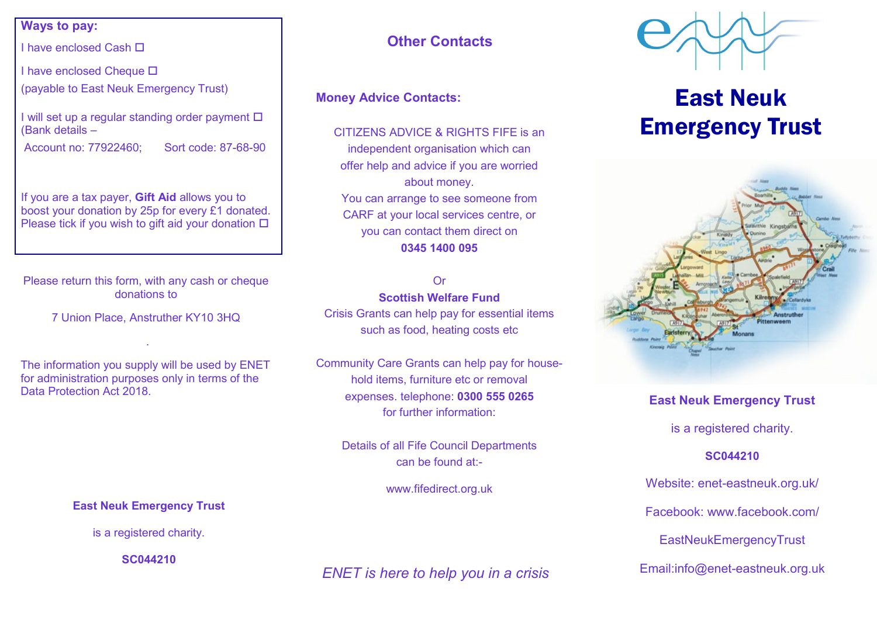**Ways to pay:**

I have enclosed Cash ☐

I have enclosed Cheque ☐
(payable to East Neuk Emergency Trust)

I will set up a regular standing order payment ☐
(Bank details –
Account no: 77922460; Sort code: 87-68-90

If you are a tax payer, **Gift Aid** allows you to boost your donation by 25p for every £1 donated. Please tick if you wish to gift aid your donation ☐

Please return this form, with any cash or cheque donations to

7 Union Place, Anstruther KY10 3HQ

.

The information you supply will be used by ENET for administration purposes only in terms of the Data Protection Act 2018.

**East Neuk Emergency Trust**

is a registered charity.

**SC044210**

## Other Contacts

### Money Advice Contacts:

CITIZENS ADVICE & RIGHTS FIFE is an independent organisation which can offer help and advice if you are worried about money.
You can arrange to see someone from CARF at your local services centre, or you can contact them direct on
**0345 1400 095**

Or

**Scottish Welfare Fund**
Crisis Grants can help pay for essential items such as food, heating costs etc

Community Care Grants can help pay for household items, furniture etc or removal expenses. telephone: **0300 555 0265** for further information:

Details of all Fife Council Departments can be found at:-

www.fifedirect.org.uk

*ENET is here to help you in a crisis*

# East Neuk Emergency Trust

**East Neuk Emergency Trust**

is a registered charity.

**SC044210**

Website: enet-eastneuk.org.uk/

Facebook: www.facebook.com/

EastNeukEmergencyTrust

Email:info@enet-eastneuk.org.uk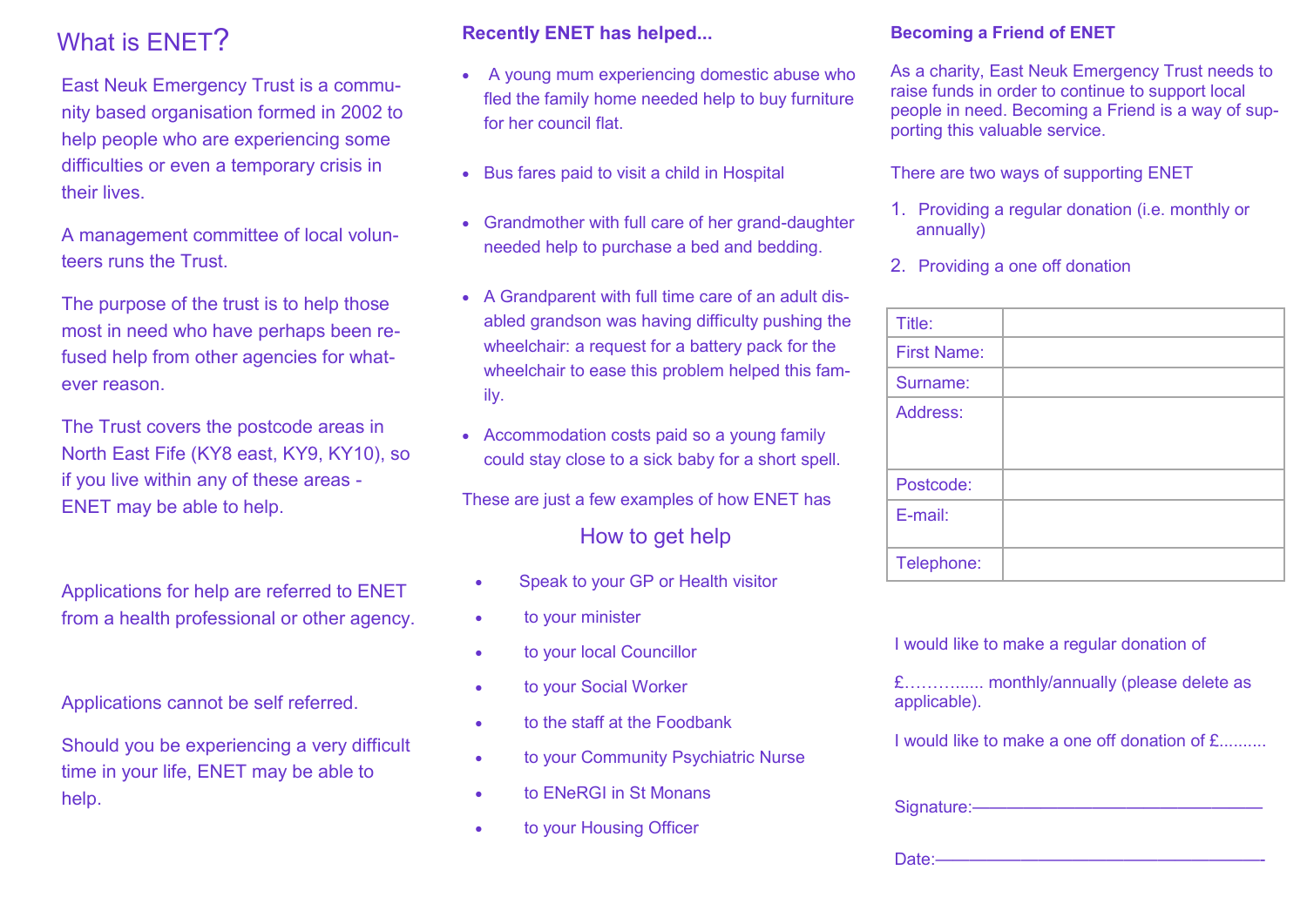# What is ENET?

East Neuk Emergency Trust is a community based organisation formed in 2002 to help people who are experiencing some difficulties or even a temporary crisis in their lives.

A management committee of local volunteers runs the Trust.

The purpose of the trust is to help those most in need who have perhaps been refused help from other agencies for whatever reason.

The Trust covers the postcode areas in North East Fife (KY8 east, KY9, KY10), so if you live within any of these areas - ENET may be able to help.

Applications for help are referred to ENET from a health professional or other agency.

Applications cannot be self referred.

Should you be experiencing a very difficult time in your life, ENET may be able to help.

### Recently ENET has helped...

- A young mum experiencing domestic abuse who fled the family home needed help to buy furniture for her council flat.
- Bus fares paid to visit a child in Hospital
- Grandmother with full care of her grand-daughter needed help to purchase a bed and bedding.
- A Grandparent with full time care of an adult disabled grandson was having difficulty pushing the wheelchair: a request for a battery pack for the wheelchair to ease this problem helped this family.
- Accommodation costs paid so a young family could stay close to a sick baby for a short spell.

These are just a few examples of how ENET has

## How to get help

- Speak to your GP or Health visitor
- to your minister
- to your local Councillor
- to your Social Worker
- to the staff at the Foodbank
- to your Community Psychiatric Nurse
- to ENeRGI in St Monans
- to your Housing Officer

### Becoming a Friend of ENET

As a charity, East Neuk Emergency Trust needs to raise funds in order to continue to support local people in need. Becoming a Friend is a way of supporting this valuable service.

There are two ways of supporting ENET

1. Providing a regular donation (i.e. monthly or annually)
2. Providing a one off donation

| | |
|---|---|
| Title: | |
| First Name: | |
| Surname: | |
| Address: | |
| Postcode: | |
| E-mail: | |
| Telephone: | |

I would like to make a regular donation of

£…………..... monthly/annually (please delete as applicable).

I would like to make a one off donation of £..........

Signature:——————————————

Date:————————————————